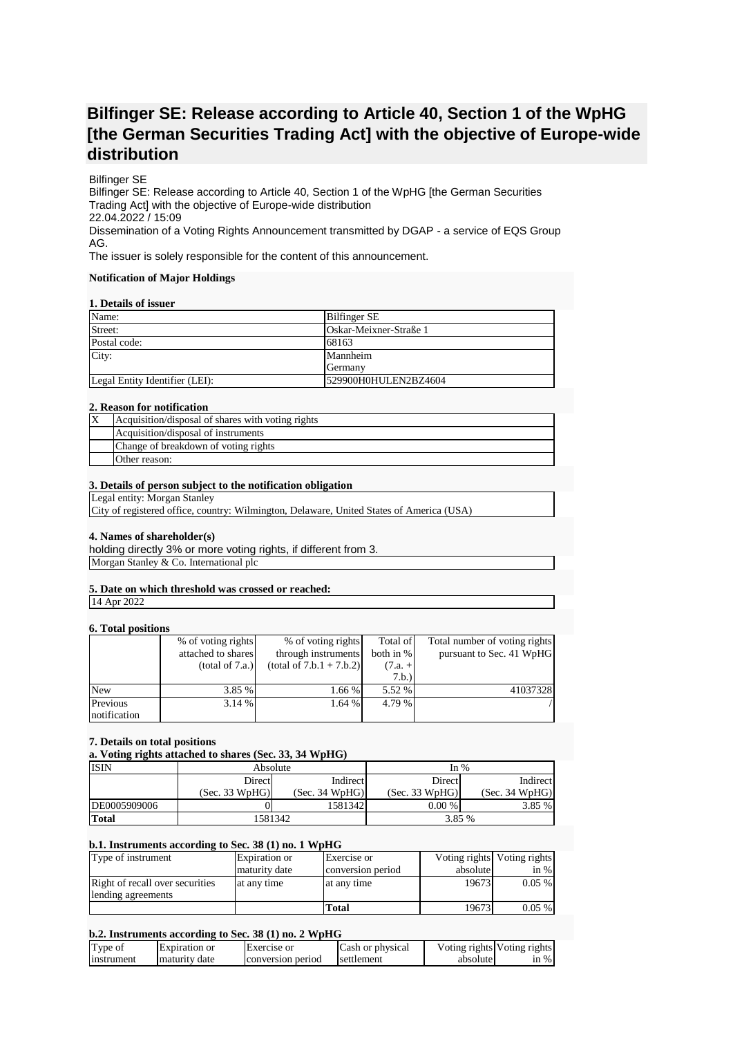# Bilfinger SE: Release according to Article 40, Section 1 of the WpHG [the German Securities Trading Act] with the objective of Europe-wide distribution

Bilfinger SE
Bilfinger SE: Release according to Article 40, Section 1 of the WpHG [the German Securities Trading Act] with the objective of Europe-wide distribution
22.04.2022 / 15:09
Dissemination of a Voting Rights Announcement transmitted by DGAP - a service of EQS Group AG.
The issuer is solely responsible for the content of this announcement.

**Notification of Major Holdings**

**1. Details of issuer**

| | |
|---|---|
| Name: | Bilfinger SE |
| Street: | Oskar-Meixner-Straße 1 |
| Postal code: | 68163 |
| City: | Mannheim Germany |
| Legal Entity Identifier (LEI): | 529900H0HULEN2BZ4604 |

**2. Reason for notification**

| | |
|---|---|
| X | Acquisition/disposal of shares with voting rights |
| | Acquisition/disposal of instruments |
| | Change of breakdown of voting rights |
| | Other reason: |

**3. Details of person subject to the notification obligation**

Legal entity: Morgan Stanley
City of registered office, country: Wilmington, Delaware, United States of America (USA)

**4. Names of shareholder(s)**

holding directly 3% or more voting rights, if different from 3.
Morgan Stanley & Co. International plc

**5. Date on which threshold was crossed or reached:**

14 Apr 2022

**6. Total positions**

| | % of voting rights attached to shares (total of 7.a.) | % of voting rights through instruments (total of 7.b.1 + 7.b.2) | Total of both in % (7.a. + 7.b.) | Total number of voting rights pursuant to Sec. 41 WpHG |
|---|---|---|---|---|
| New | 3.85 % | 1.66 % | 5.52 % | 41037328 |
| Previous notification | 3.14 % | 1.64 % | 4.79 % | / |

**7. Details on total positions**

**a. Voting rights attached to shares (Sec. 33, 34 WpHG)**

| ISIN | Absolute | | In % | |
|---|---|---|---|---|
| | Direct (Sec. 33 WpHG) | Indirect (Sec. 34 WpHG) | Direct (Sec. 33 WpHG) | Indirect (Sec. 34 WpHG) |
| DE0005909006 | 0 | 1581342 | 0.00 % | 3.85 % |
| **Total** | 1581342 | | 3.85 % | |

**b.1. Instruments according to Sec. 38 (1) no. 1 WpHG**

| Type of instrument | Expiration or maturity date | Exercise or conversion period | Voting rights absolute | Voting rights in % |
|---|---|---|---|---|
| Right of recall over securities lending agreements | at any time | at any time | 19673 | 0.05 % |
| | | **Total** | 19673 | 0.05 % |

**b.2. Instruments according to Sec. 38 (1) no. 2 WpHG**

| Type of instrument | Expiration or maturity date | Exercise or conversion period | Cash or physical settlement | Voting rights absolute | Voting rights in % |
|---|---|---|---|---|---|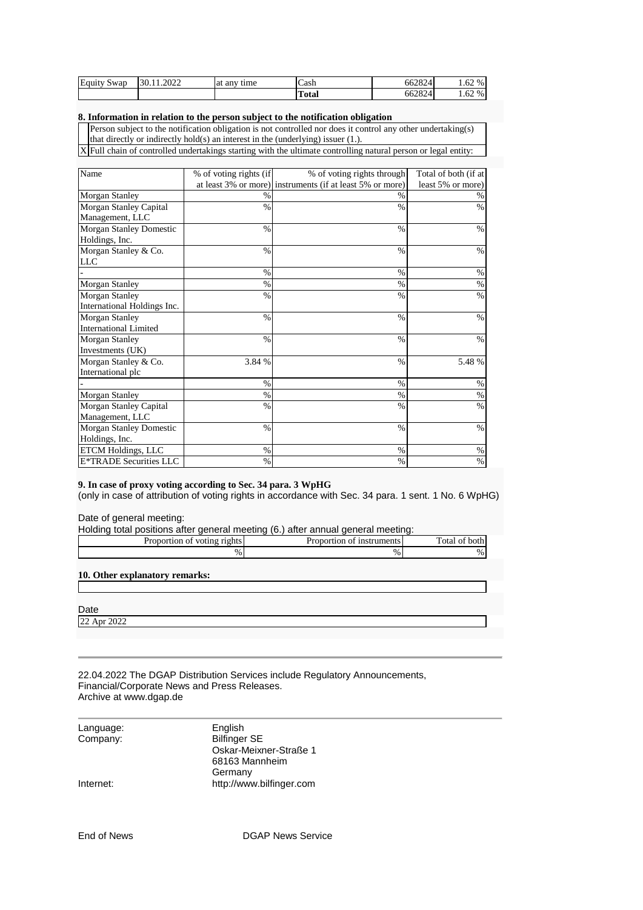| | | | | | |
|---|---|---|---|---|---|
| Equity Swap | 30.11.2022 | at any time | Cash | 662824 | 1.62 % |
| | | | **Total** | 662824 | 1.62 % |

**8. Information in relation to the person subject to the notification obligation**

| | |
|---|---|
| | Person subject to the notification obligation is not controlled nor does it control any other undertaking(s) that directly or indirectly hold(s) an interest in the (underlying) issuer (1.). |
| X | Full chain of controlled undertakings starting with the ultimate controlling natural person or legal entity: |

| Name | % of voting rights (if at least 3% or more) | % of voting rights through instruments (if at least 5% or more) | Total of both (if at least 5% or more) |
|---|---|---|---|
| Morgan Stanley | % | % | % |
| Morgan Stanley Capital Management, LLC | % | % | % |
| Morgan Stanley Domestic Holdings, Inc. | % | % | % |
| Morgan Stanley & Co. LLC | % | % | % |
| - | % | % | % |
| Morgan Stanley | % | % | % |
| Morgan Stanley International Holdings Inc. | % | % | % |
| Morgan Stanley International Limited | % | % | % |
| Morgan Stanley Investments (UK) | % | % | % |
| Morgan Stanley & Co. International plc | 3.84 % | % | 5.48 % |
| - | % | % | % |
| Morgan Stanley | % | % | % |
| Morgan Stanley Capital Management, LLC | % | % | % |
| Morgan Stanley Domestic Holdings, Inc. | % | % | % |
| ETCM Holdings, LLC | % | % | % |
| E*TRADE Securities LLC | % | % | % |

**9. In case of proxy voting according to Sec. 34 para. 3 WpHG**

(only in case of attribution of voting rights in accordance with Sec. 34 para. 1 sent. 1 No. 6 WpHG)

Date of general meeting:

Holding total positions after general meeting (6.) after annual general meeting:

| Proportion of voting rights | Proportion of instruments | Total of both |
|---|---|---|
| % | % | % |

**10. Other explanatory remarks:**

Date

22 Apr 2022

---

22.04.2022 The DGAP Distribution Services include Regulatory Announcements, Financial/Corporate News and Press Releases.
Archive at www.dgap.de

---

| | |
|---|---|
| Language: | English |
| Company: | Bilfinger SE<br>Oskar-Meixner-Straße 1<br>68163 Mannheim<br>Germany |
| Internet: | http://www.bilfinger.com |

End of News DGAP News Service